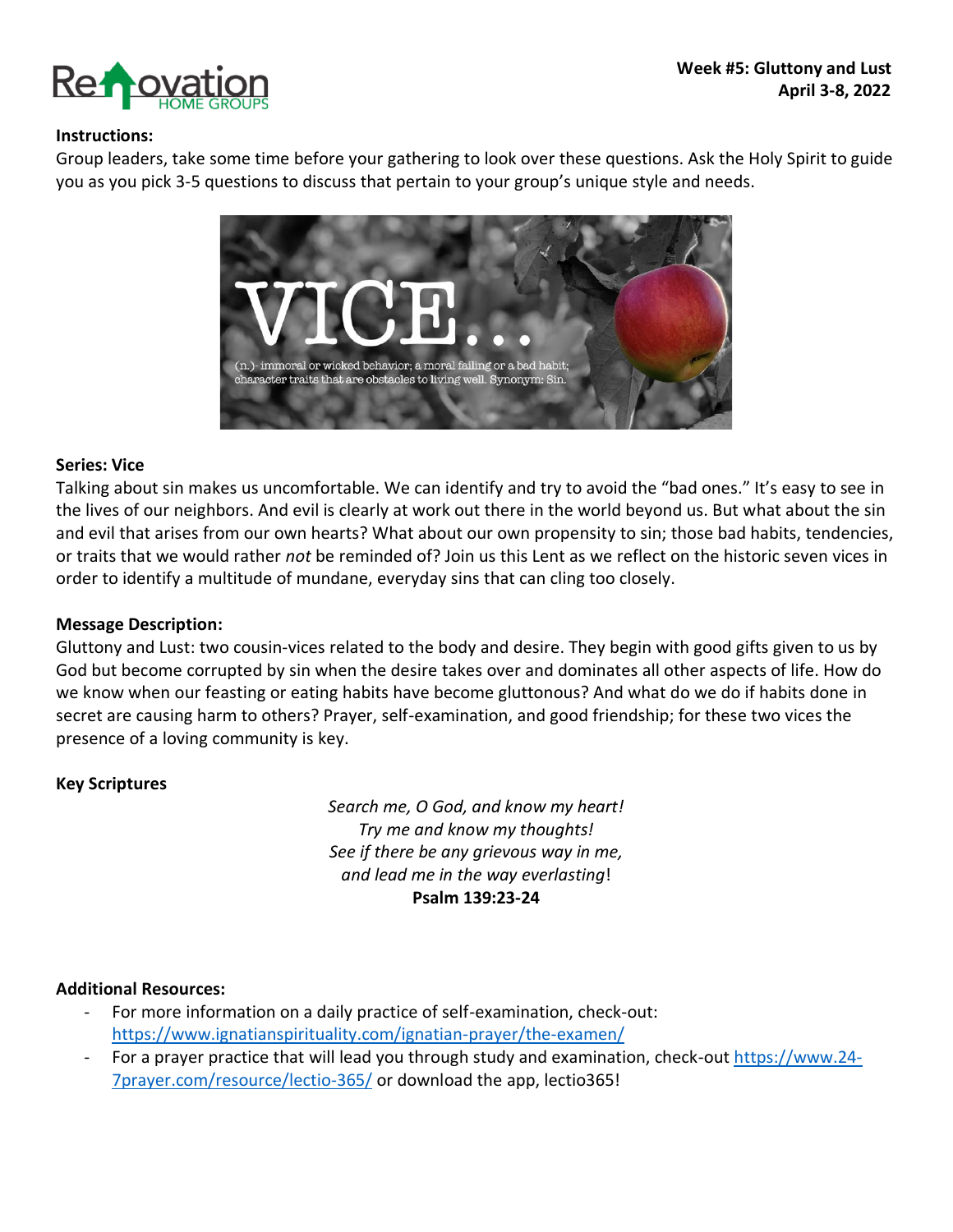**Renovation HOME GROUPS**

**Week #5: Gluttony and Lust**
**April 3-8, 2022**

**Instructions:**
Group leaders, take some time before your gathering to look over these questions. Ask the Holy Spirit to guide you as you pick 3-5 questions to discuss that pertain to your group's unique style and needs.

VICE...
(n.)- immoral or wicked behavior; a moral failing or a bad habit; character traits that are obstacles to living well. Synonym: Sin.

**Series: Vice**
Talking about sin makes us uncomfortable. We can identify and try to avoid the "bad ones." It's easy to see in the lives of our neighbors. And evil is clearly at work out there in the world beyond us. But what about the sin and evil that arises from our own hearts? What about our own propensity to sin; those bad habits, tendencies, or traits that we would rather *not* be reminded of? Join us this Lent as we reflect on the historic seven vices in order to identify a multitude of mundane, everyday sins that can cling too closely.

**Message Description:**
Gluttony and Lust: two cousin-vices related to the body and desire. They begin with good gifts given to us by God but become corrupted by sin when the desire takes over and dominates all other aspects of life. How do we know when our feasting or eating habits have become gluttonous? And what do we do if habits done in secret are causing harm to others? Prayer, self-examination, and good friendship; for these two vices the presence of a loving community is key.

**Key Scriptures**

*Search me, O God, and know my heart!*
*Try me and know my thoughts!*
*See if there be any grievous way in me,*
*and lead me in the way everlasting*!
**Psalm 139:23-24**

**Additional Resources:**
- For more information on a daily practice of self-examination, check-out: https://www.ignatianspirituality.com/ignatian-prayer/the-examen/
- For a prayer practice that will lead you through study and examination, check-out https://www.24-7prayer.com/resource/lectio-365/ or download the app, lectio365!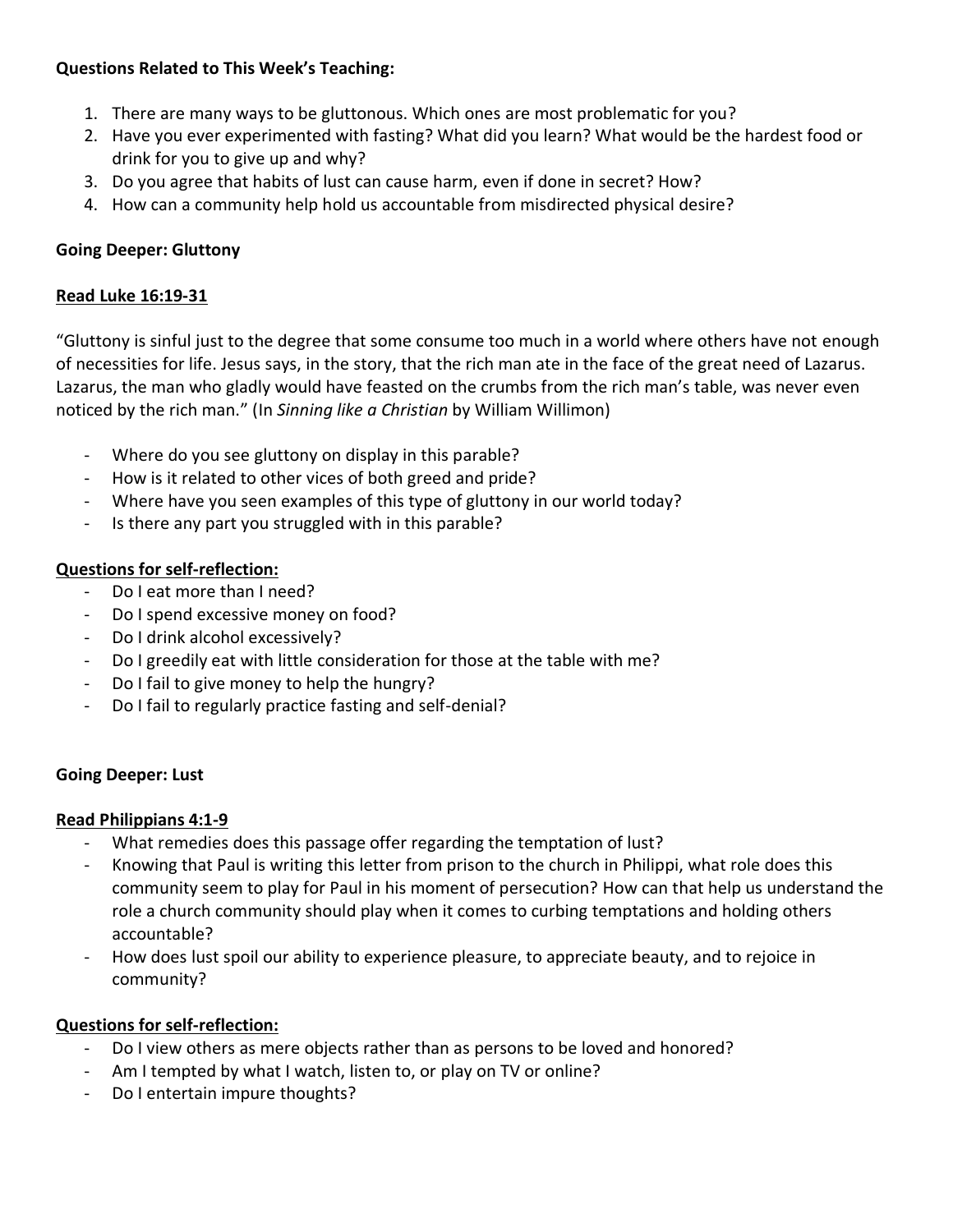**Questions Related to This Week's Teaching:**

1. There are many ways to be gluttonous. Which ones are most problematic for you?
2. Have you ever experimented with fasting? What did you learn? What would be the hardest food or drink for you to give up and why?
3. Do you agree that habits of lust can cause harm, even if done in secret? How?
4. How can a community help hold us accountable from misdirected physical desire?

**Going Deeper: Gluttony**

**Read Luke 16:19-31**

"Gluttony is sinful just to the degree that some consume too much in a world where others have not enough of necessities for life. Jesus says, in the story, that the rich man ate in the face of the great need of Lazarus. Lazarus, the man who gladly would have feasted on the crumbs from the rich man's table, was never even noticed by the rich man." (In *Sinning like a Christian* by William Willimon)

- Where do you see gluttony on display in this parable?
- How is it related to other vices of both greed and pride?
- Where have you seen examples of this type of gluttony in our world today?
- Is there any part you struggled with in this parable?

**Questions for self-reflection:**

- Do I eat more than I need?
- Do I spend excessive money on food?
- Do I drink alcohol excessively?
- Do I greedily eat with little consideration for those at the table with me?
- Do I fail to give money to help the hungry?
- Do I fail to regularly practice fasting and self-denial?

**Going Deeper: Lust**

**Read Philippians 4:1-9**

- What remedies does this passage offer regarding the temptation of lust?
- Knowing that Paul is writing this letter from prison to the church in Philippi, what role does this community seem to play for Paul in his moment of persecution? How can that help us understand the role a church community should play when it comes to curbing temptations and holding others accountable?
- How does lust spoil our ability to experience pleasure, to appreciate beauty, and to rejoice in community?

**Questions for self-reflection:**

- Do I view others as mere objects rather than as persons to be loved and honored?
- Am I tempted by what I watch, listen to, or play on TV or online?
- Do I entertain impure thoughts?